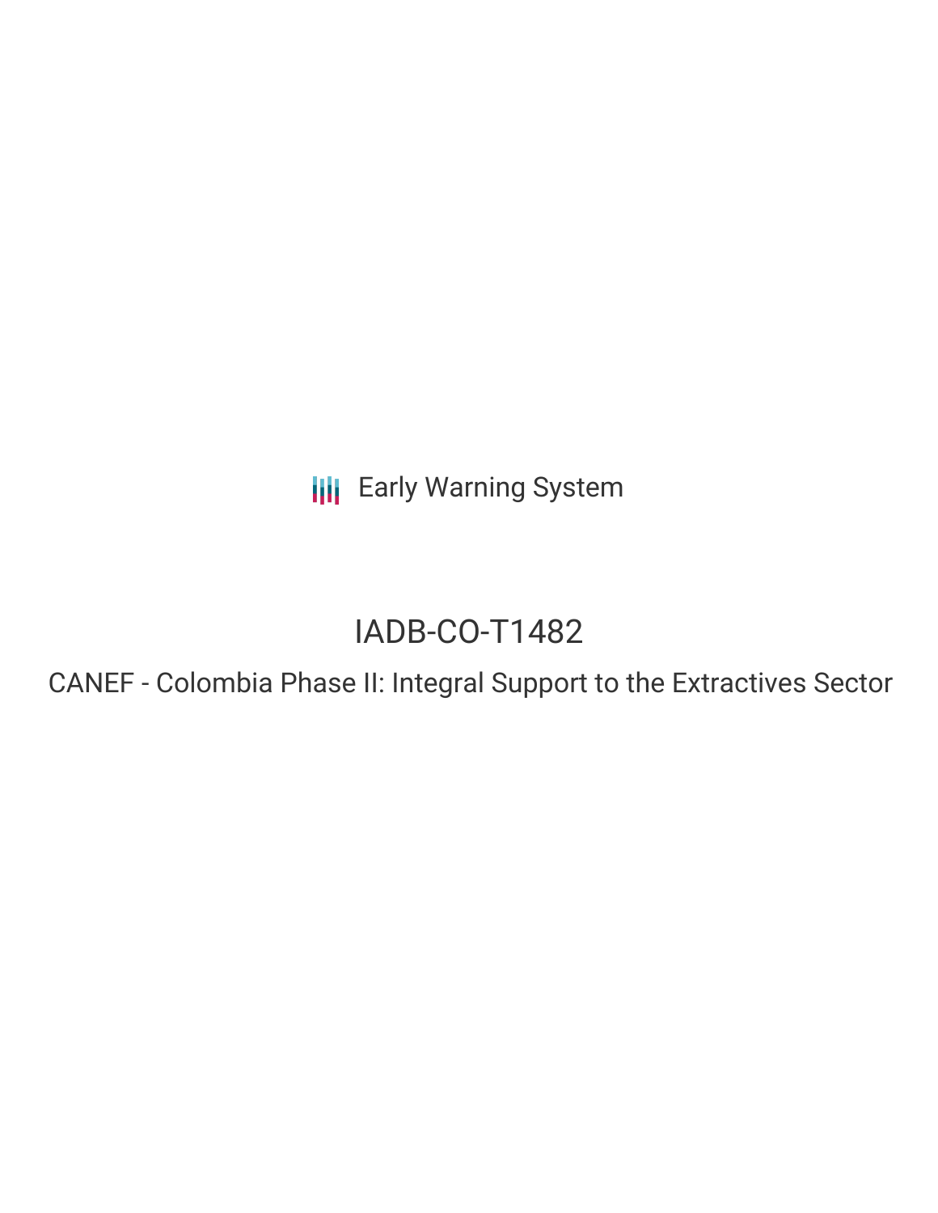Early Warning System

# IADB-CO-T1482

## CANEF - Colombia Phase II: Integral Support to the Extractives Sector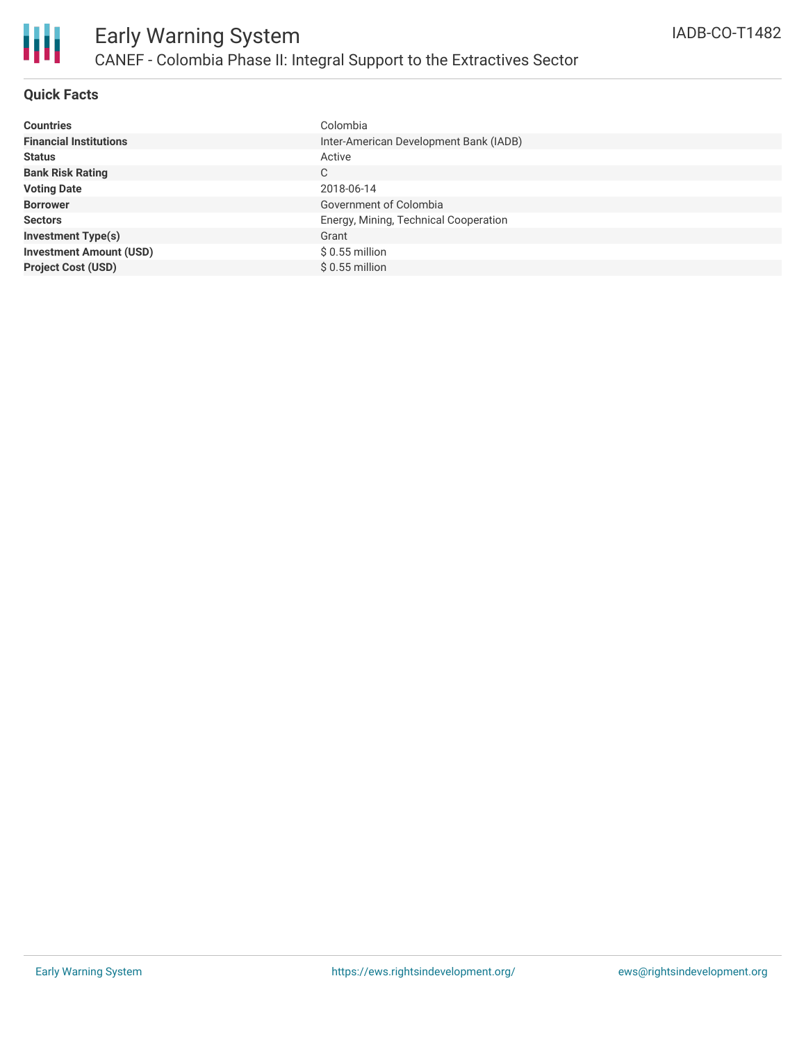# Early Warning System

## CANEF - Colombia Phase II: Integral Support to the Extractives Sector

IADB-CO-T1482

### Quick Facts

| | |
|---|---|
| **Countries** | Colombia |
| **Financial Institutions** | Inter-American Development Bank (IADB) |
| **Status** | Active |
| **Bank Risk Rating** | C |
| **Voting Date** | 2018-06-14 |
| **Borrower** | Government of Colombia |
| **Sectors** | Energy, Mining, Technical Cooperation |
| **Investment Type(s)** | Grant |
| **Investment Amount (USD)** | $ 0.55 million |
| **Project Cost (USD)** | $ 0.55 million |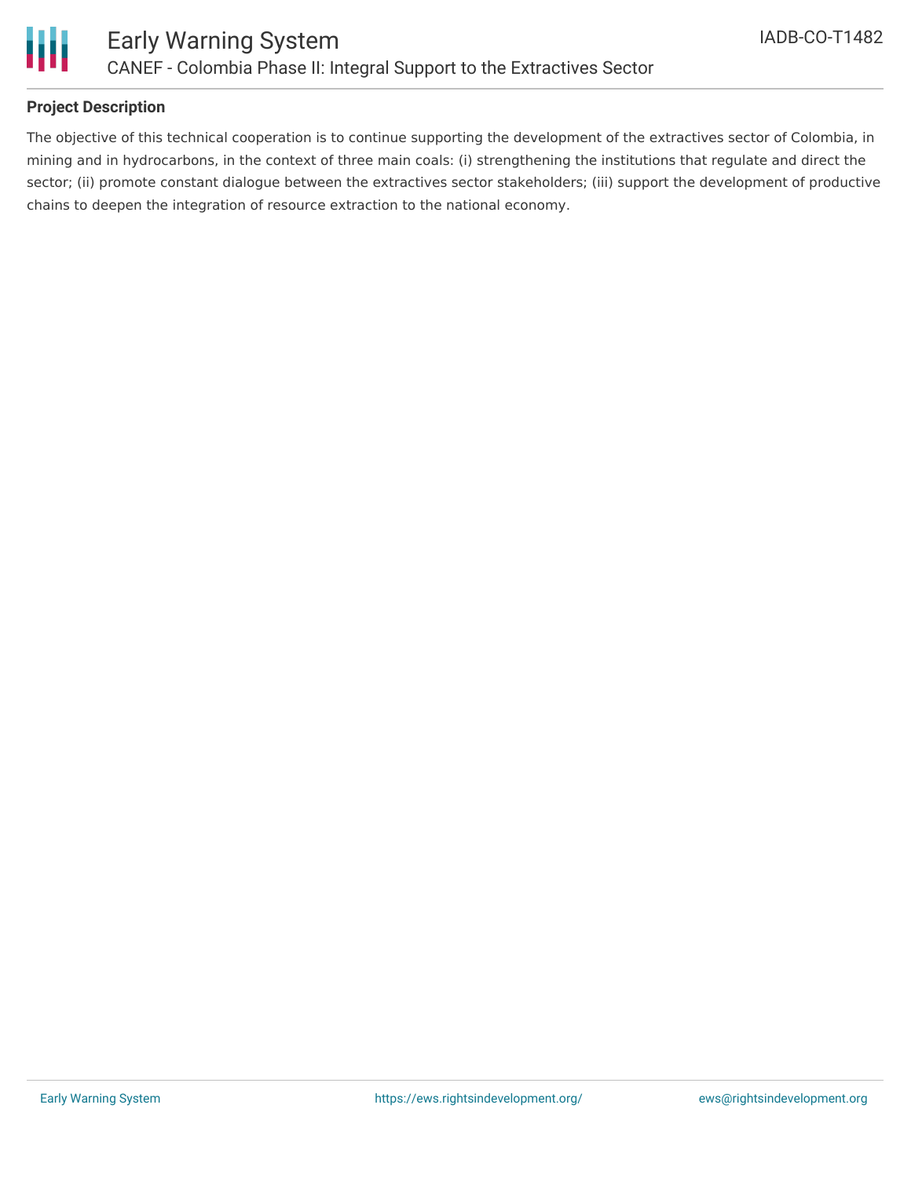## Project Description

The objective of this technical cooperation is to continue supporting the development of the extractives sector of Colombia, in mining and in hydrocarbons, in the context of three main coals: (i) strengthening the institutions that regulate and direct the sector; (ii) promote constant dialogue between the extractives sector stakeholders; (iii) support the development of productive chains to deepen the integration of resource extraction to the national economy.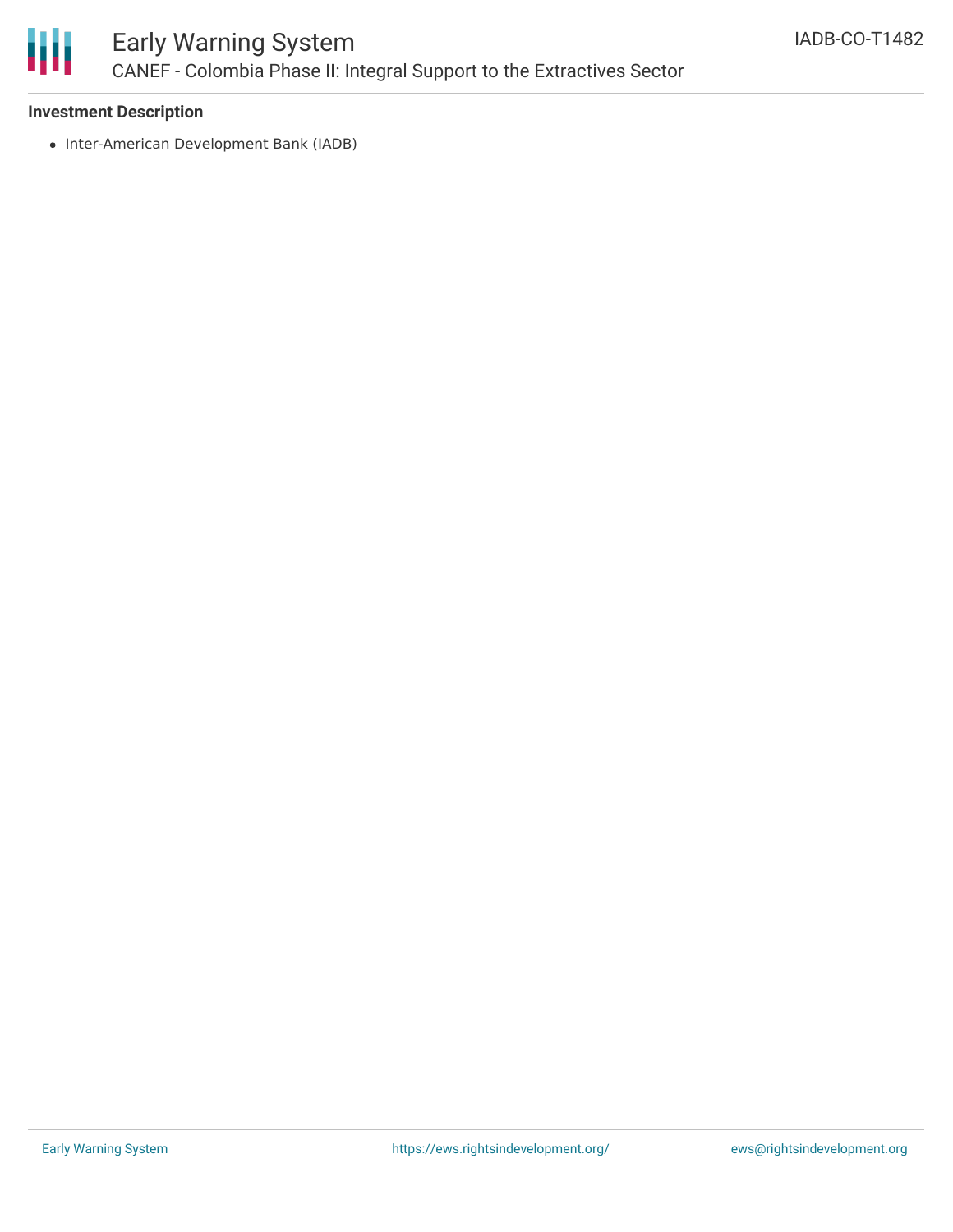### Investment Description

- Inter-American Development Bank (IADB)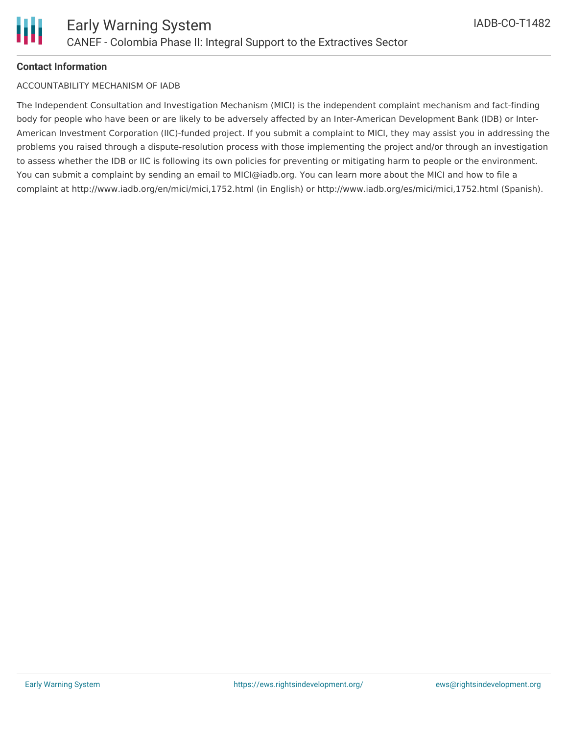**Contact Information**

ACCOUNTABILITY MECHANISM OF IADB

The Independent Consultation and Investigation Mechanism (MICI) is the independent complaint mechanism and fact-finding body for people who have been or are likely to be adversely affected by an Inter-American Development Bank (IDB) or Inter-American Investment Corporation (IIC)-funded project. If you submit a complaint to MICI, they may assist you in addressing the problems you raised through a dispute-resolution process with those implementing the project and/or through an investigation to assess whether the IDB or IIC is following its own policies for preventing or mitigating harm to people or the environment. You can submit a complaint by sending an email to MICI@iadb.org. You can learn more about the MICI and how to file a complaint at http://www.iadb.org/en/mici/mici,1752.html (in English) or http://www.iadb.org/es/mici/mici,1752.html (Spanish).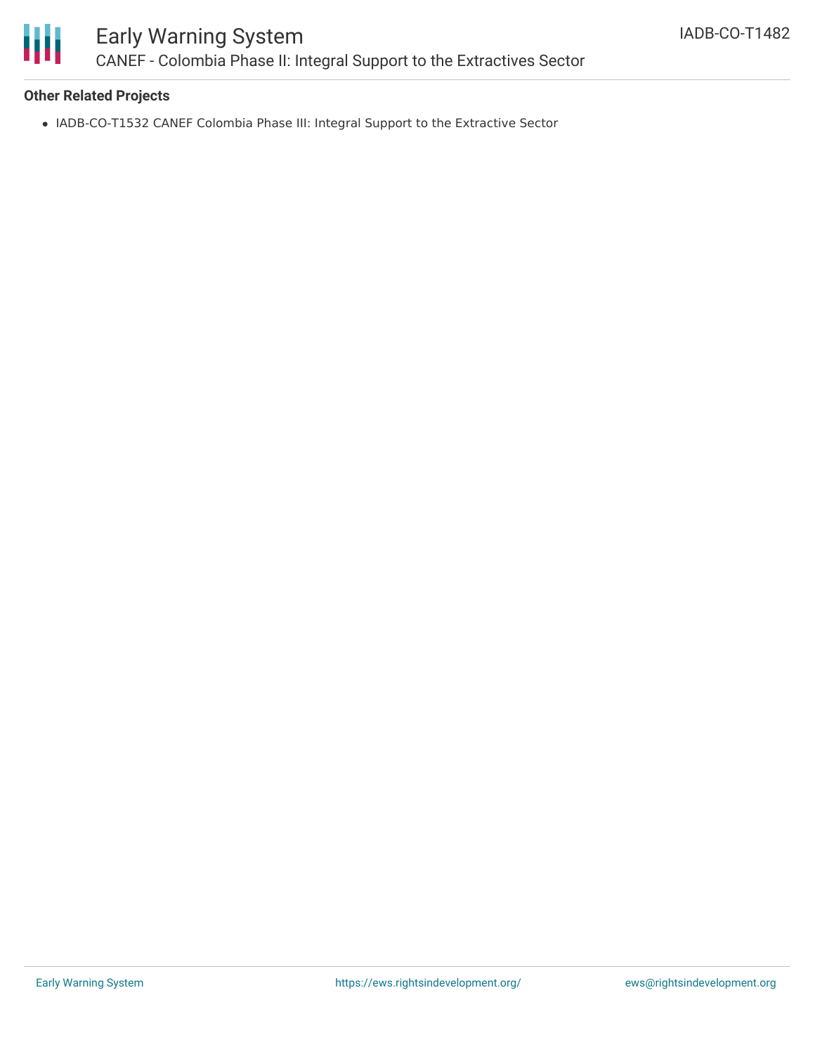**Other Related Projects**

- IADB-CO-T1532 CANEF Colombia Phase III: Integral Support to the Extractive Sector